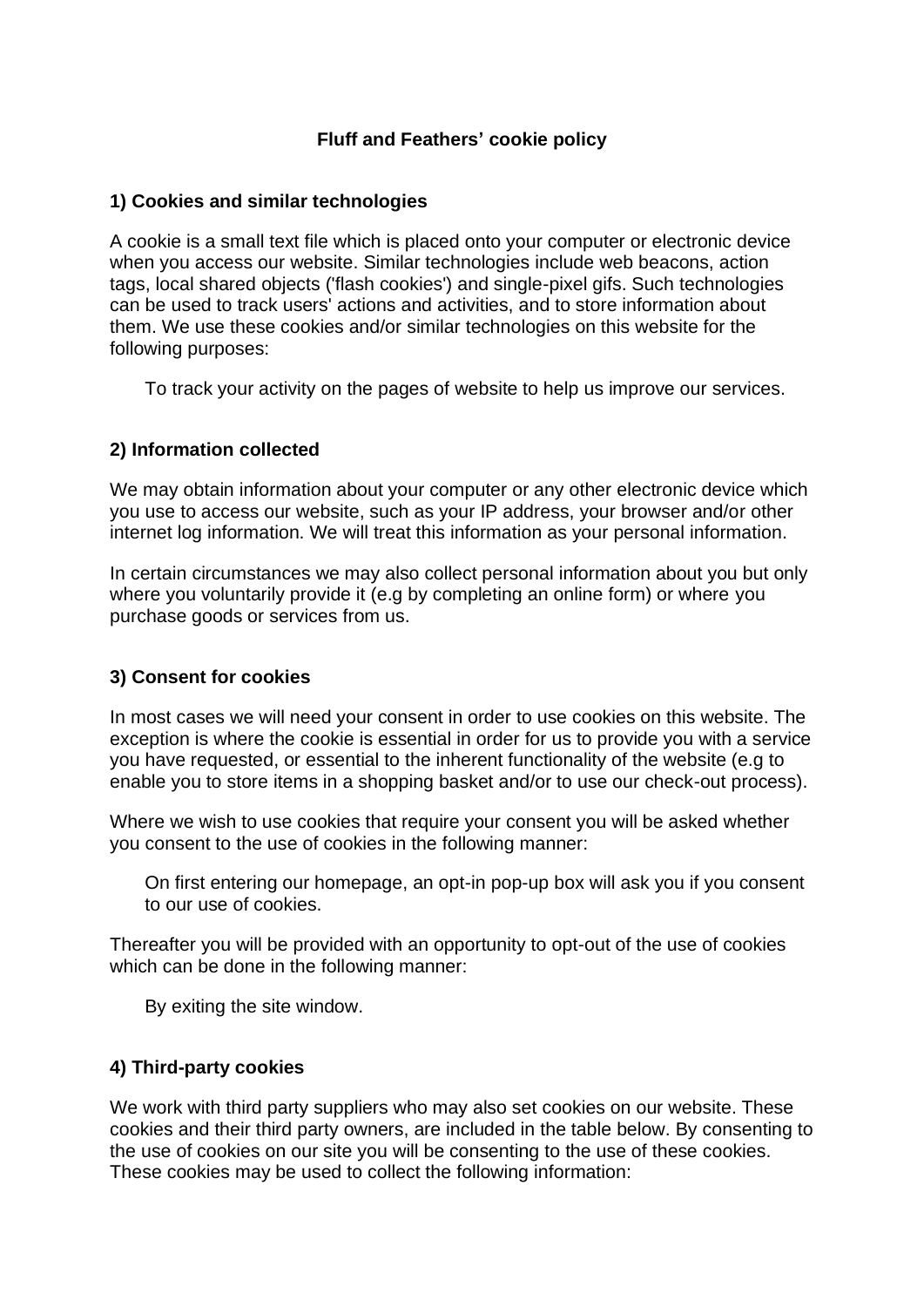# Fluff and Feathers' cookie policy

## 1) Cookies and similar technologies

A cookie is a small text file which is placed onto your computer or electronic device when you access our website. Similar technologies include web beacons, action tags, local shared objects ('flash cookies') and single-pixel gifs. Such technologies can be used to track users' actions and activities, and to store information about them. We use these cookies and/or similar technologies on this website for the following purposes:

> To track your activity on the pages of website to help us improve our services.

## 2) Information collected

We may obtain information about your computer or any other electronic device which you use to access our website, such as your IP address, your browser and/or other internet log information. We will treat this information as your personal information.

In certain circumstances we may also collect personal information about you but only where you voluntarily provide it (e.g by completing an online form) or where you purchase goods or services from us.

## 3) Consent for cookies

In most cases we will need your consent in order to use cookies on this website. The exception is where the cookie is essential in order for us to provide you with a service you have requested, or essential to the inherent functionality of the website (e.g to enable you to store items in a shopping basket and/or to use our check-out process).

Where we wish to use cookies that require your consent you will be asked whether you consent to the use of cookies in the following manner:

> On first entering our homepage, an opt-in pop-up box will ask you if you consent to our use of cookies.

Thereafter you will be provided with an opportunity to opt-out of the use of cookies which can be done in the following manner:

> By exiting the site window.

## 4) Third-party cookies

We work with third party suppliers who may also set cookies on our website. These cookies and their third party owners, are included in the table below. By consenting to the use of cookies on our site you will be consenting to the use of these cookies. These cookies may be used to collect the following information: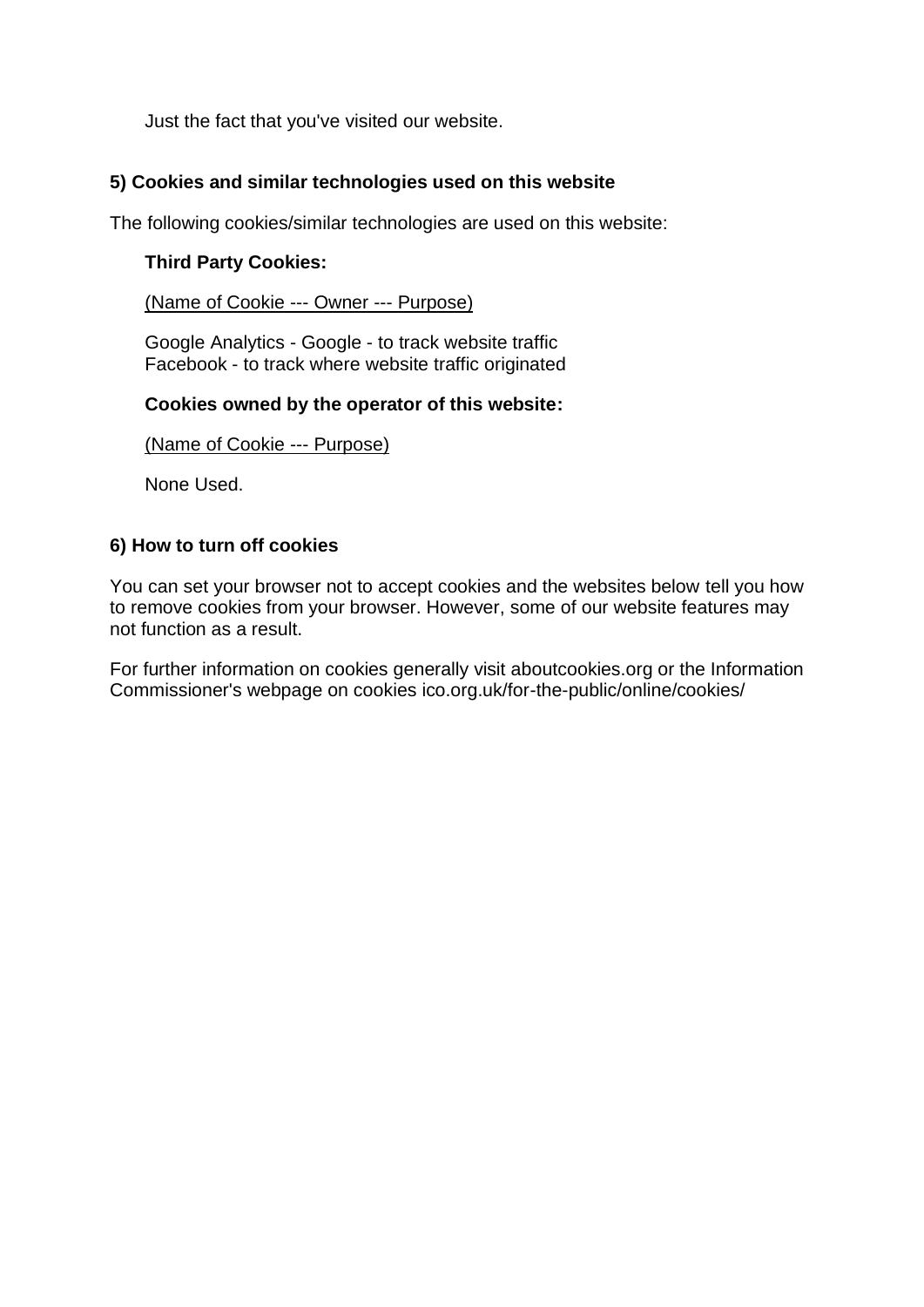Just the fact that you've visited our website.

## 5) Cookies and similar technologies used on this website

The following cookies/similar technologies are used on this website:

**Third Party Cookies:**

(Name of Cookie --- Owner --- Purpose)

Google Analytics - Google - to track website traffic
Facebook - to track where website traffic originated

**Cookies owned by the operator of this website:**

(Name of Cookie --- Purpose)

None Used.

## 6) How to turn off cookies

You can set your browser not to accept cookies and the websites below tell you how to remove cookies from your browser. However, some of our website features may not function as a result.

For further information on cookies generally visit aboutcookies.org or the Information Commissioner's webpage on cookies ico.org.uk/for-the-public/online/cookies/